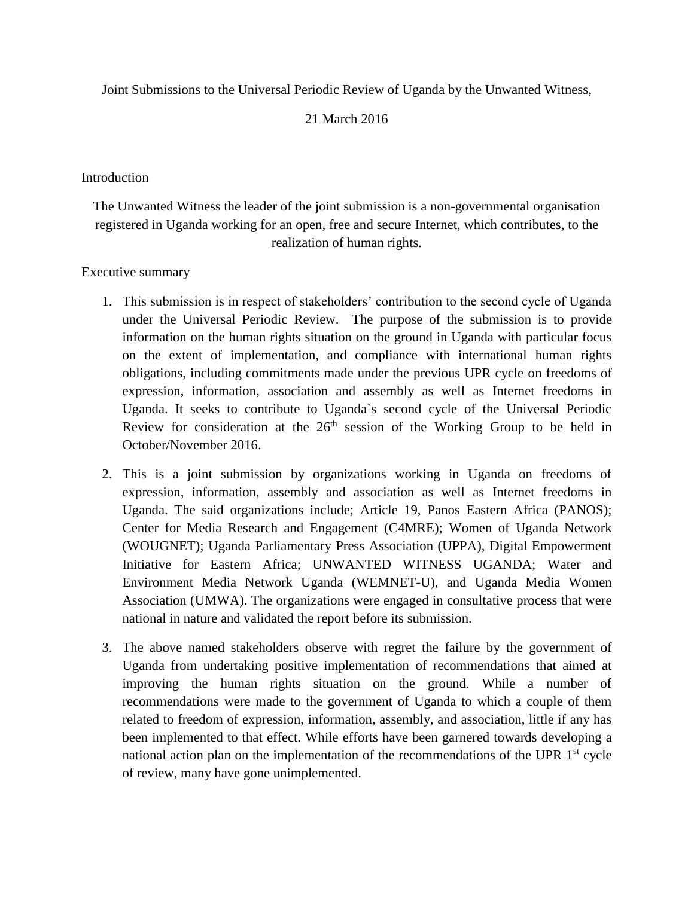Joint Submissions to the Universal Periodic Review of Uganda by the Unwanted Witness,

21 March 2016

## Introduction

The Unwanted Witness the leader of the joint submission is a non-governmental organisation registered in Uganda working for an open, free and secure Internet, which contributes, to the realization of human rights.

## Executive summary

1. This submission is in respect of stakeholders' contribution to the second cycle of Uganda under the Universal Periodic Review. The purpose of the submission is to provide information on the human rights situation on the ground in Uganda with particular focus on the extent of implementation, and compliance with international human rights obligations, including commitments made under the previous UPR cycle on freedoms of expression, information, association and assembly as well as Internet freedoms in Uganda. It seeks to contribute to Uganda`s second cycle of the Universal Periodic Review for consideration at the 26th session of the Working Group to be held in October/November 2016.

2. This is a joint submission by organizations working in Uganda on freedoms of expression, information, assembly and association as well as Internet freedoms in Uganda. The said organizations include; Article 19, Panos Eastern Africa (PANOS); Center for Media Research and Engagement (C4MRE); Women of Uganda Network (WOUGNET); Uganda Parliamentary Press Association (UPPA), Digital Empowerment Initiative for Eastern Africa; UNWANTED WITNESS UGANDA; Water and Environment Media Network Uganda (WEMNET-U), and Uganda Media Women Association (UMWA). The organizations were engaged in consultative process that were national in nature and validated the report before its submission.

3. The above named stakeholders observe with regret the failure by the government of Uganda from undertaking positive implementation of recommendations that aimed at improving the human rights situation on the ground. While a number of recommendations were made to the government of Uganda to which a couple of them related to freedom of expression, information, assembly, and association, little if any has been implemented to that effect. While efforts have been garnered towards developing a national action plan on the implementation of the recommendations of the UPR 1st cycle of review, many have gone unimplemented.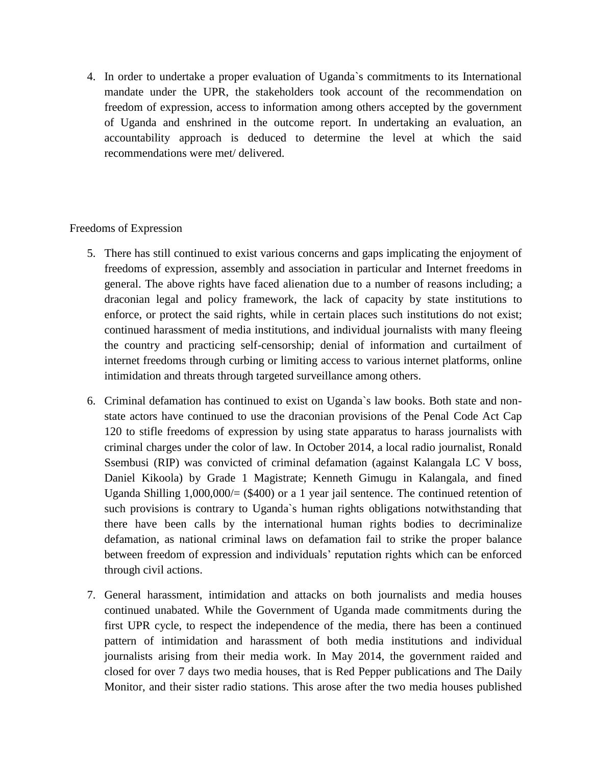4. In order to undertake a proper evaluation of Uganda`s commitments to its International mandate under the UPR, the stakeholders took account of the recommendation on freedom of expression, access to information among others accepted by the government of Uganda and enshrined in the outcome report. In undertaking an evaluation, an accountability approach is deduced to determine the level at which the said recommendations were met/ delivered.

Freedoms of Expression

5. There has still continued to exist various concerns and gaps implicating the enjoyment of freedoms of expression, assembly and association in particular and Internet freedoms in general. The above rights have faced alienation due to a number of reasons including; a draconian legal and policy framework, the lack of capacity by state institutions to enforce, or protect the said rights, while in certain places such institutions do not exist; continued harassment of media institutions, and individual journalists with many fleeing the country and practicing self-censorship; denial of information and curtailment of internet freedoms through curbing or limiting access to various internet platforms, online intimidation and threats through targeted surveillance among others.

6. Criminal defamation has continued to exist on Uganda`s law books. Both state and non-state actors have continued to use the draconian provisions of the Penal Code Act Cap 120 to stifle freedoms of expression by using state apparatus to harass journalists with criminal charges under the color of law. In October 2014, a local radio journalist, Ronald Ssembusi (RIP) was convicted of criminal defamation (against Kalangala LC V boss, Daniel Kikoola) by Grade 1 Magistrate; Kenneth Gimugu in Kalangala, and fined Uganda Shilling 1,000,000/= ($400) or a 1 year jail sentence. The continued retention of such provisions is contrary to Uganda`s human rights obligations notwithstanding that there have been calls by the international human rights bodies to decriminalize defamation, as national criminal laws on defamation fail to strike the proper balance between freedom of expression and individuals' reputation rights which can be enforced through civil actions.

7. General harassment, intimidation and attacks on both journalists and media houses continued unabated. While the Government of Uganda made commitments during the first UPR cycle, to respect the independence of the media, there has been a continued pattern of intimidation and harassment of both media institutions and individual journalists arising from their media work. In May 2014, the government raided and closed for over 7 days two media houses, that is Red Pepper publications and The Daily Monitor, and their sister radio stations. This arose after the two media houses published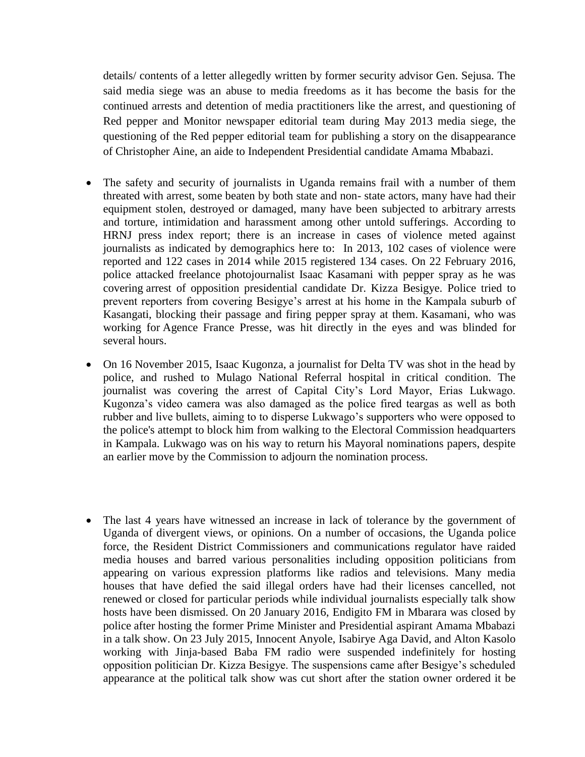details/ contents of a letter allegedly written by former security advisor Gen. Sejusa. The said media siege was an abuse to media freedoms as it has become the basis for the continued arrests and detention of media practitioners like the arrest, and questioning of Red pepper and Monitor newspaper editorial team during May 2013 media siege, the questioning of the Red pepper editorial team for publishing a story on the disappearance of Christopher Aine, an aide to Independent Presidential candidate Amama Mbabazi.

- The safety and security of journalists in Uganda remains frail with a number of them threated with arrest, some beaten by both state and non- state actors, many have had their equipment stolen, destroyed or damaged, many have been subjected to arbitrary arrests and torture, intimidation and harassment among other untold sufferings. According to HRNJ press index report; there is an increase in cases of violence meted against journalists as indicated by demographics here to: In 2013, 102 cases of violence were reported and 122 cases in 2014 while 2015 registered 134 cases. On 22 February 2016, police attacked freelance photojournalist Isaac Kasamani with pepper spray as he was covering arrest of opposition presidential candidate Dr. Kizza Besigye. Police tried to prevent reporters from covering Besigye's arrest at his home in the Kampala suburb of Kasangati, blocking their passage and firing pepper spray at them. Kasamani, who was working for Agence France Presse, was hit directly in the eyes and was blinded for several hours.

- On 16 November 2015, Isaac Kugonza, a journalist for Delta TV was shot in the head by police, and rushed to Mulago National Referral hospital in critical condition. The journalist was covering the arrest of Capital City's Lord Mayor, Erias Lukwago. Kugonza's video camera was also damaged as the police fired teargas as well as both rubber and live bullets, aiming to to disperse Lukwago's supporters who were opposed to the police's attempt to block him from walking to the Electoral Commission headquarters in Kampala. Lukwago was on his way to return his Mayoral nominations papers, despite an earlier move by the Commission to adjourn the nomination process.

- The last 4 years have witnessed an increase in lack of tolerance by the government of Uganda of divergent views, or opinions. On a number of occasions, the Uganda police force, the Resident District Commissioners and communications regulator have raided media houses and barred various personalities including opposition politicians from appearing on various expression platforms like radios and televisions. Many media houses that have defied the said illegal orders have had their licenses cancelled, not renewed or closed for particular periods while individual journalists especially talk show hosts have been dismissed. On 20 January 2016, Endigito FM in Mbarara was closed by police after hosting the former Prime Minister and Presidential aspirant Amama Mbabazi in a talk show. On 23 July 2015, Innocent Anyole, Isabirye Aga David, and Alton Kasolo working with Jinja-based Baba FM radio were suspended indefinitely for hosting opposition politician Dr. Kizza Besigye. The suspensions came after Besigye's scheduled appearance at the political talk show was cut short after the station owner ordered it be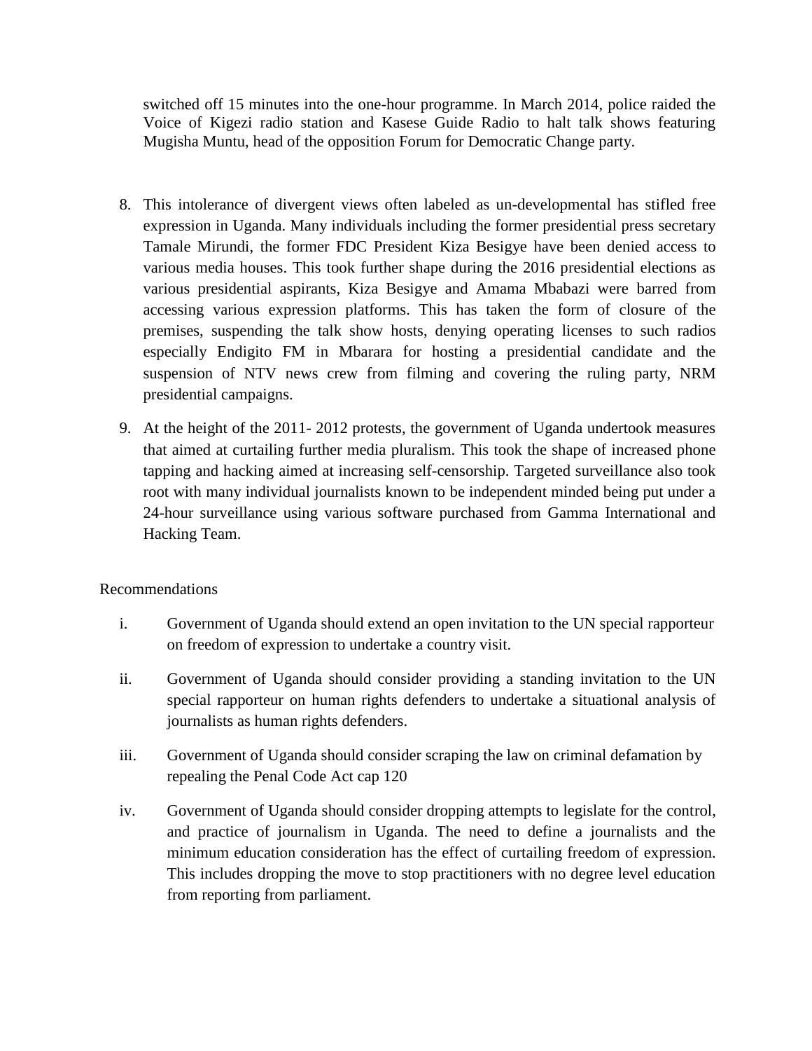switched off 15 minutes into the one-hour programme. In March 2014, police raided the Voice of Kigezi radio station and Kasese Guide Radio to halt talk shows featuring Mugisha Muntu, head of the opposition Forum for Democratic Change party.

8. This intolerance of divergent views often labeled as un-developmental has stifled free expression in Uganda. Many individuals including the former presidential press secretary Tamale Mirundi, the former FDC President Kiza Besigye have been denied access to various media houses. This took further shape during the 2016 presidential elections as various presidential aspirants, Kiza Besigye and Amama Mbabazi were barred from accessing various expression platforms. This has taken the form of closure of the premises, suspending the talk show hosts, denying operating licenses to such radios especially Endigito FM in Mbarara for hosting a presidential candidate and the suspension of NTV news crew from filming and covering the ruling party, NRM presidential campaigns.

9. At the height of the 2011- 2012 protests, the government of Uganda undertook measures that aimed at curtailing further media pluralism. This took the shape of increased phone tapping and hacking aimed at increasing self-censorship. Targeted surveillance also took root with many individual journalists known to be independent minded being put under a 24-hour surveillance using various software purchased from Gamma International and Hacking Team.

Recommendations

i. Government of Uganda should extend an open invitation to the UN special rapporteur on freedom of expression to undertake a country visit.

ii. Government of Uganda should consider providing a standing invitation to the UN special rapporteur on human rights defenders to undertake a situational analysis of journalists as human rights defenders.

iii. Government of Uganda should consider scraping the law on criminal defamation by repealing the Penal Code Act cap 120

iv. Government of Uganda should consider dropping attempts to legislate for the control, and practice of journalism in Uganda. The need to define a journalists and the minimum education consideration has the effect of curtailing freedom of expression. This includes dropping the move to stop practitioners with no degree level education from reporting from parliament.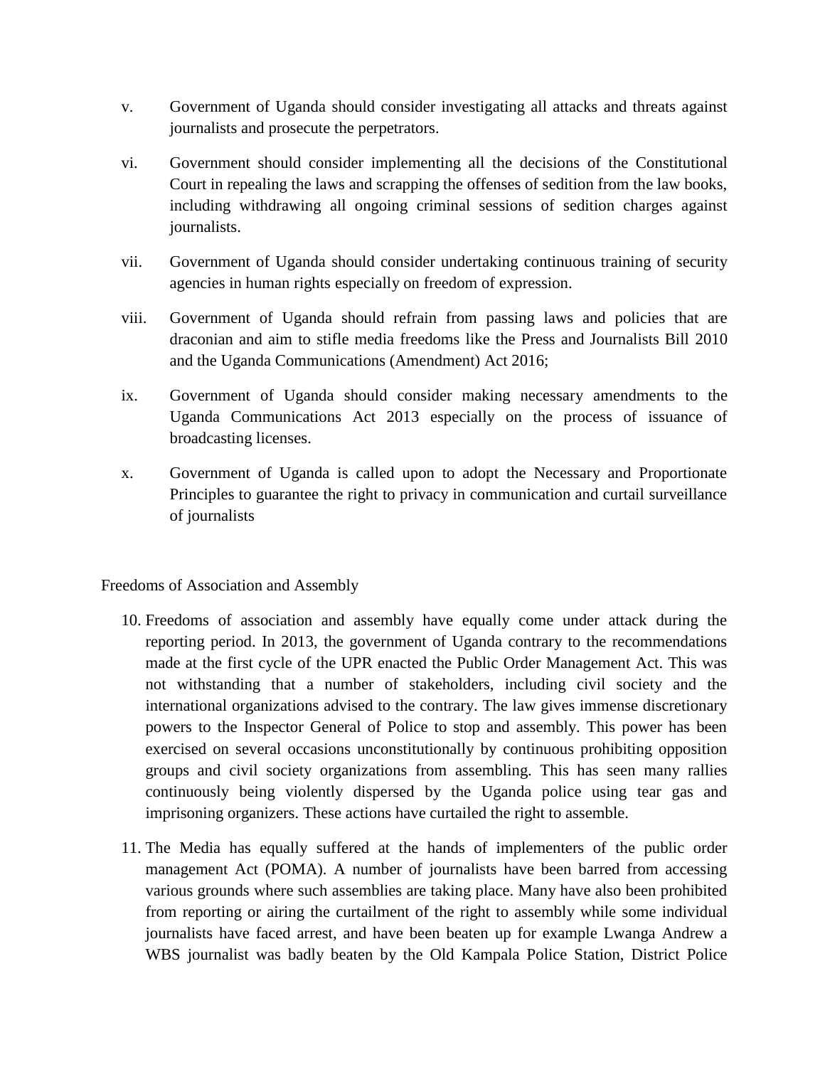v. Government of Uganda should consider investigating all attacks and threats against journalists and prosecute the perpetrators.

vi. Government should consider implementing all the decisions of the Constitutional Court in repealing the laws and scrapping the offenses of sedition from the law books, including withdrawing all ongoing criminal sessions of sedition charges against journalists.

vii. Government of Uganda should consider undertaking continuous training of security agencies in human rights especially on freedom of expression.

viii. Government of Uganda should refrain from passing laws and policies that are draconian and aim to stifle media freedoms like the Press and Journalists Bill 2010 and the Uganda Communications (Amendment) Act 2016;

ix. Government of Uganda should consider making necessary amendments to the Uganda Communications Act 2013 especially on the process of issuance of broadcasting licenses.

x. Government of Uganda is called upon to adopt the Necessary and Proportionate Principles to guarantee the right to privacy in communication and curtail surveillance of journalists

Freedoms of Association and Assembly

10. Freedoms of association and assembly have equally come under attack during the reporting period. In 2013, the government of Uganda contrary to the recommendations made at the first cycle of the UPR enacted the Public Order Management Act. This was not withstanding that a number of stakeholders, including civil society and the international organizations advised to the contrary. The law gives immense discretionary powers to the Inspector General of Police to stop and assembly. This power has been exercised on several occasions unconstitutionally by continuous prohibiting opposition groups and civil society organizations from assembling. This has seen many rallies continuously being violently dispersed by the Uganda police using tear gas and imprisoning organizers. These actions have curtailed the right to assemble.

11. The Media has equally suffered at the hands of implementers of the public order management Act (POMA). A number of journalists have been barred from accessing various grounds where such assemblies are taking place. Many have also been prohibited from reporting or airing the curtailment of the right to assembly while some individual journalists have faced arrest, and have been beaten up for example Lwanga Andrew a WBS journalist was badly beaten by the Old Kampala Police Station, District Police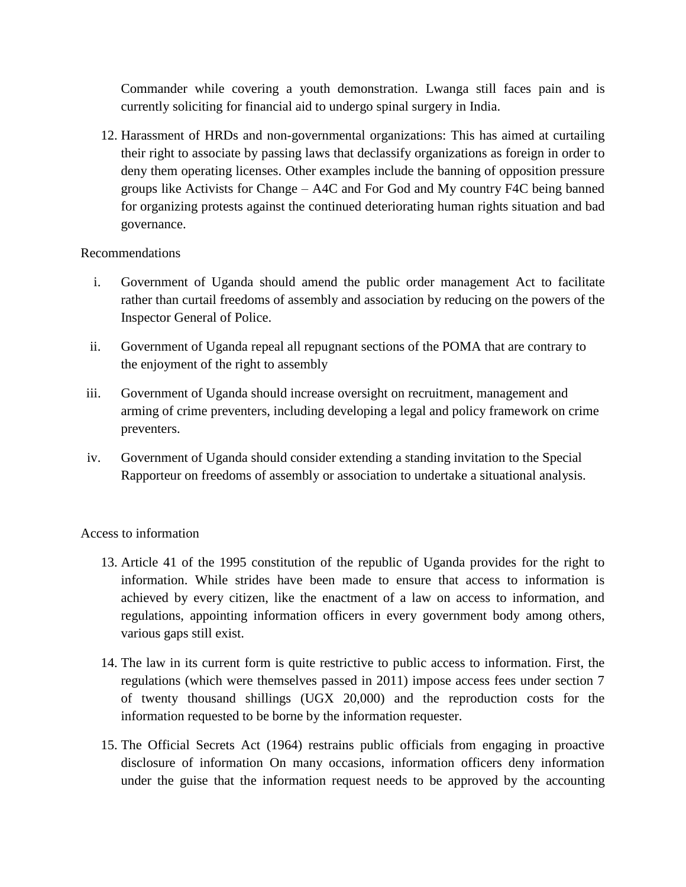Commander while covering a youth demonstration. Lwanga still faces pain and is currently soliciting for financial aid to undergo spinal surgery in India.

12. Harassment of HRDs and non-governmental organizations: This has aimed at curtailing their right to associate by passing laws that declassify organizations as foreign in order to deny them operating licenses. Other examples include the banning of opposition pressure groups like Activists for Change – A4C and For God and My country F4C being banned for organizing protests against the continued deteriorating human rights situation and bad governance.

Recommendations

i. Government of Uganda should amend the public order management Act to facilitate rather than curtail freedoms of assembly and association by reducing on the powers of the Inspector General of Police.

ii. Government of Uganda repeal all repugnant sections of the POMA that are contrary to the enjoyment of the right to assembly

iii. Government of Uganda should increase oversight on recruitment, management and arming of crime preventers, including developing a legal and policy framework on crime preventers.

iv. Government of Uganda should consider extending a standing invitation to the Special Rapporteur on freedoms of assembly or association to undertake a situational analysis.

Access to information

13. Article 41 of the 1995 constitution of the republic of Uganda provides for the right to information. While strides have been made to ensure that access to information is achieved by every citizen, like the enactment of a law on access to information, and regulations, appointing information officers in every government body among others, various gaps still exist.

14. The law in its current form is quite restrictive to public access to information. First, the regulations (which were themselves passed in 2011) impose access fees under section 7 of twenty thousand shillings (UGX 20,000) and the reproduction costs for the information requested to be borne by the information requester.

15. The Official Secrets Act (1964) restrains public officials from engaging in proactive disclosure of information On many occasions, information officers deny information under the guise that the information request needs to be approved by the accounting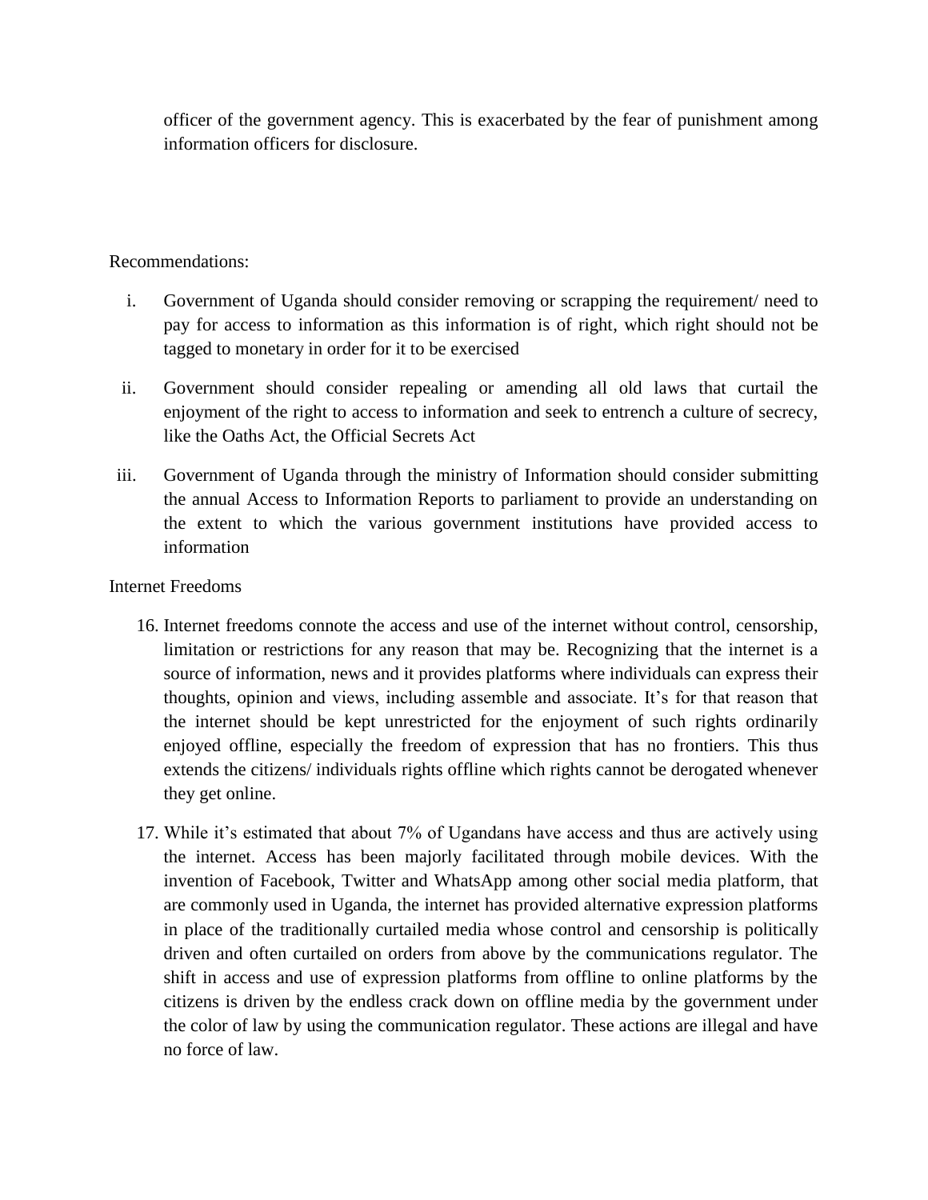officer of the government agency. This is exacerbated by the fear of punishment among information officers for disclosure.

Recommendations:

i. Government of Uganda should consider removing or scrapping the requirement/ need to pay for access to information as this information is of right, which right should not be tagged to monetary in order for it to be exercised

ii. Government should consider repealing or amending all old laws that curtail the enjoyment of the right to access to information and seek to entrench a culture of secrecy, like the Oaths Act, the Official Secrets Act

iii. Government of Uganda through the ministry of Information should consider submitting the annual Access to Information Reports to parliament to provide an understanding on the extent to which the various government institutions have provided access to information

Internet Freedoms

16. Internet freedoms connote the access and use of the internet without control, censorship, limitation or restrictions for any reason that may be. Recognizing that the internet is a source of information, news and it provides platforms where individuals can express their thoughts, opinion and views, including assemble and associate. It's for that reason that the internet should be kept unrestricted for the enjoyment of such rights ordinarily enjoyed offline, especially the freedom of expression that has no frontiers. This thus extends the citizens/ individuals rights offline which rights cannot be derogated whenever they get online.

17. While it's estimated that about 7% of Ugandans have access and thus are actively using the internet. Access has been majorly facilitated through mobile devices. With the invention of Facebook, Twitter and WhatsApp among other social media platform, that are commonly used in Uganda, the internet has provided alternative expression platforms in place of the traditionally curtailed media whose control and censorship is politically driven and often curtailed on orders from above by the communications regulator. The shift in access and use of expression platforms from offline to online platforms by the citizens is driven by the endless crack down on offline media by the government under the color of law by using the communication regulator. These actions are illegal and have no force of law.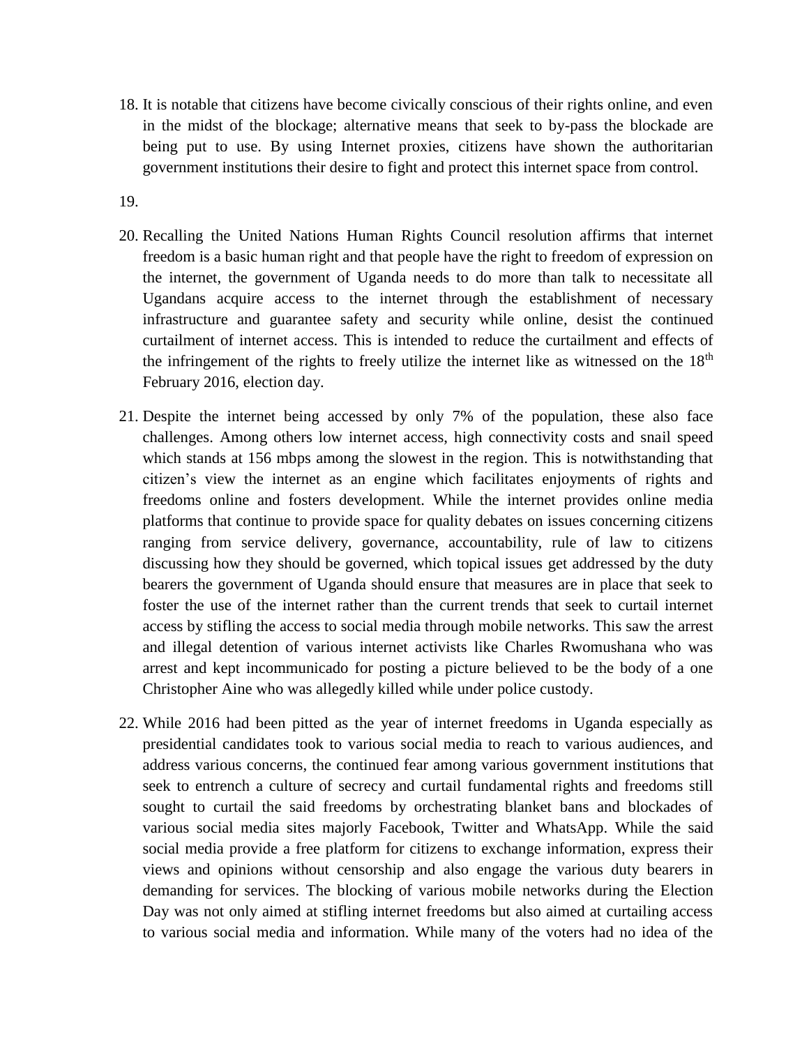18. It is notable that citizens have become civically conscious of their rights online, and even in the midst of the blockage; alternative means that seek to by-pass the blockade are being put to use. By using Internet proxies, citizens have shown the authoritarian government institutions their desire to fight and protect this internet space from control.

19.

20. Recalling the United Nations Human Rights Council resolution affirms that internet freedom is a basic human right and that people have the right to freedom of expression on the internet, the government of Uganda needs to do more than talk to necessitate all Ugandans acquire access to the internet through the establishment of necessary infrastructure and guarantee safety and security while online, desist the continued curtailment of internet access. This is intended to reduce the curtailment and effects of the infringement of the rights to freely utilize the internet like as witnessed on the 18th February 2016, election day.

21. Despite the internet being accessed by only 7% of the population, these also face challenges. Among others low internet access, high connectivity costs and snail speed which stands at 156 mbps among the slowest in the region. This is notwithstanding that citizen's view the internet as an engine which facilitates enjoyments of rights and freedoms online and fosters development. While the internet provides online media platforms that continue to provide space for quality debates on issues concerning citizens ranging from service delivery, governance, accountability, rule of law to citizens discussing how they should be governed, which topical issues get addressed by the duty bearers the government of Uganda should ensure that measures are in place that seek to foster the use of the internet rather than the current trends that seek to curtail internet access by stifling the access to social media through mobile networks. This saw the arrest and illegal detention of various internet activists like Charles Rwomushana who was arrest and kept incommunicado for posting a picture believed to be the body of a one Christopher Aine who was allegedly killed while under police custody.

22. While 2016 had been pitted as the year of internet freedoms in Uganda especially as presidential candidates took to various social media to reach to various audiences, and address various concerns, the continued fear among various government institutions that seek to entrench a culture of secrecy and curtail fundamental rights and freedoms still sought to curtail the said freedoms by orchestrating blanket bans and blockades of various social media sites majorly Facebook, Twitter and WhatsApp. While the said social media provide a free platform for citizens to exchange information, express their views and opinions without censorship and also engage the various duty bearers in demanding for services. The blocking of various mobile networks during the Election Day was not only aimed at stifling internet freedoms but also aimed at curtailing access to various social media and information. While many of the voters had no idea of the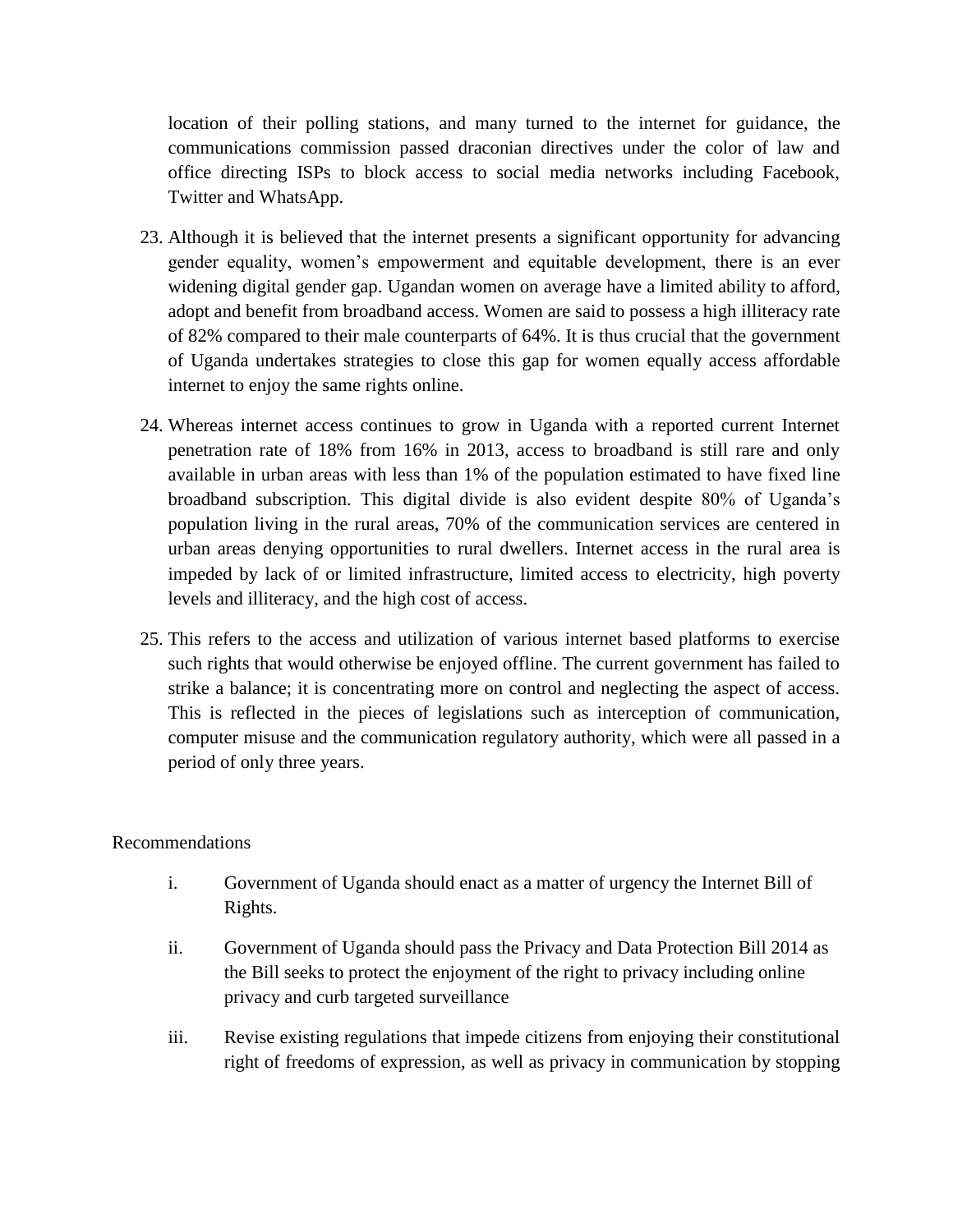location of their polling stations, and many turned to the internet for guidance, the communications commission passed draconian directives under the color of law and office directing ISPs to block access to social media networks including Facebook, Twitter and WhatsApp.

23. Although it is believed that the internet presents a significant opportunity for advancing gender equality, women's empowerment and equitable development, there is an ever widening digital gender gap. Ugandan women on average have a limited ability to afford, adopt and benefit from broadband access. Women are said to possess a high illiteracy rate of 82% compared to their male counterparts of 64%. It is thus crucial that the government of Uganda undertakes strategies to close this gap for women equally access affordable internet to enjoy the same rights online.

24. Whereas internet access continues to grow in Uganda with a reported current Internet penetration rate of 18% from 16% in 2013, access to broadband is still rare and only available in urban areas with less than 1% of the population estimated to have fixed line broadband subscription. This digital divide is also evident despite 80% of Uganda's population living in the rural areas, 70% of the communication services are centered in urban areas denying opportunities to rural dwellers. Internet access in the rural area is impeded by lack of or limited infrastructure, limited access to electricity, high poverty levels and illiteracy, and the high cost of access.

25. This refers to the access and utilization of various internet based platforms to exercise such rights that would otherwise be enjoyed offline. The current government has failed to strike a balance; it is concentrating more on control and neglecting the aspect of access. This is reflected in the pieces of legislations such as interception of communication, computer misuse and the communication regulatory authority, which were all passed in a period of only three years.

Recommendations

i. Government of Uganda should enact as a matter of urgency the Internet Bill of Rights.

ii. Government of Uganda should pass the Privacy and Data Protection Bill 2014 as the Bill seeks to protect the enjoyment of the right to privacy including online privacy and curb targeted surveillance

iii. Revise existing regulations that impede citizens from enjoying their constitutional right of freedoms of expression, as well as privacy in communication by stopping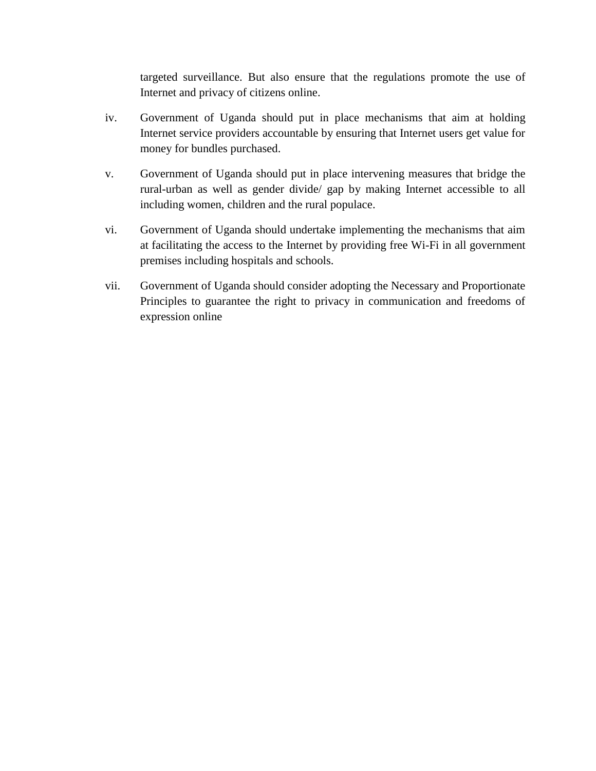targeted surveillance. But also ensure that the regulations promote the use of Internet and privacy of citizens online.

iv. Government of Uganda should put in place mechanisms that aim at holding Internet service providers accountable by ensuring that Internet users get value for money for bundles purchased.

v. Government of Uganda should put in place intervening measures that bridge the rural-urban as well as gender divide/ gap by making Internet accessible to all including women, children and the rural populace.

vi. Government of Uganda should undertake implementing the mechanisms that aim at facilitating the access to the Internet by providing free Wi-Fi in all government premises including hospitals and schools.

vii. Government of Uganda should consider adopting the Necessary and Proportionate Principles to guarantee the right to privacy in communication and freedoms of expression online